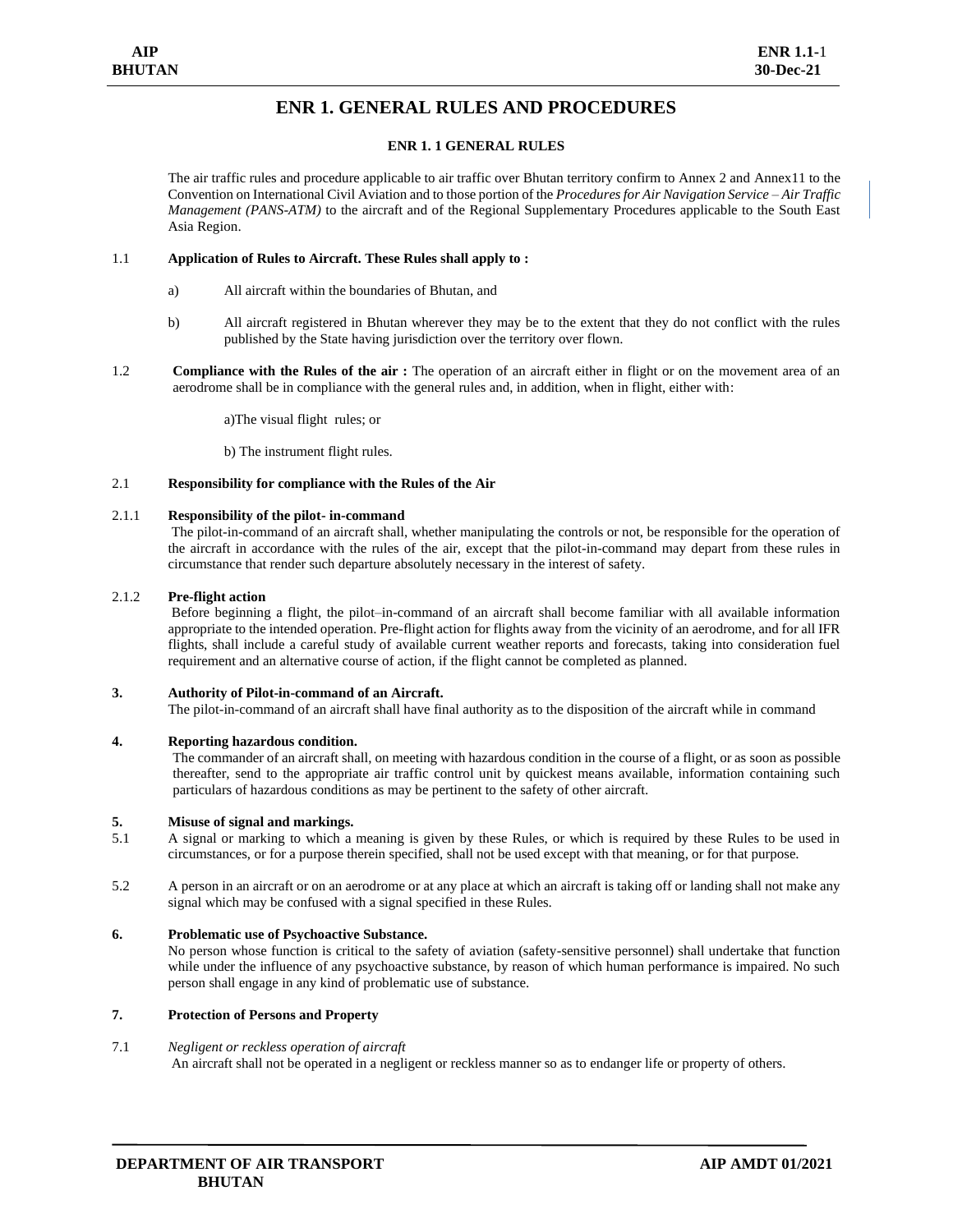# ENR 1. GENERAL RULES AND PROCEDURES

## ENR 1. 1 GENERAL RULES

The air traffic rules and procedure applicable to air traffic over Bhutan territory confirm to Annex 2 and Annex11 to the Convention on International Civil Aviation and to those portion of the *Procedures for Air Navigation Service – Air Traffic Management (PANS-ATM)* to the aircraft and of the Regional Supplementary Procedures applicable to the South East Asia Region.

1.1 **Application of Rules to Aircraft. These Rules shall apply to :**

a) All aircraft within the boundaries of Bhutan, and

b) All aircraft registered in Bhutan wherever they may be to the extent that they do not conflict with the rules published by the State having jurisdiction over the territory over flown.

1.2 **Compliance with the Rules of the air :** The operation of an aircraft either in flight or on the movement area of an aerodrome shall be in compliance with the general rules and, in addition, when in flight, either with:

a)The visual flight rules; or

b) The instrument flight rules.

2.1 **Responsibility for compliance with the Rules of the Air**

2.1.1 **Responsibility of the pilot- in-command**

The pilot-in-command of an aircraft shall, whether manipulating the controls or not, be responsible for the operation of the aircraft in accordance with the rules of the air, except that the pilot-in-command may depart from these rules in circumstance that render such departure absolutely necessary in the interest of safety.

2.1.2 **Pre-flight action**

Before beginning a flight, the pilot–in-command of an aircraft shall become familiar with all available information appropriate to the intended operation. Pre-flight action for flights away from the vicinity of an aerodrome, and for all IFR flights, shall include a careful study of available current weather reports and forecasts, taking into consideration fuel requirement and an alternative course of action, if the flight cannot be completed as planned.

**3. Authority of Pilot-in-command of an Aircraft.**

The pilot-in-command of an aircraft shall have final authority as to the disposition of the aircraft while in command

**4. Reporting hazardous condition.**

The commander of an aircraft shall, on meeting with hazardous condition in the course of a flight, or as soon as possible thereafter, send to the appropriate air traffic control unit by quickest means available, information containing such particulars of hazardous conditions as may be pertinent to the safety of other aircraft.

**5. Misuse of signal and markings.**

5.1 A signal or marking to which a meaning is given by these Rules, or which is required by these Rules to be used in circumstances, or for a purpose therein specified, shall not be used except with that meaning, or for that purpose.

5.2 A person in an aircraft or on an aerodrome or at any place at which an aircraft is taking off or landing shall not make any signal which may be confused with a signal specified in these Rules.

**6. Problematic use of Psychoactive Substance.**

No person whose function is critical to the safety of aviation (safety-sensitive personnel) shall undertake that function while under the influence of any psychoactive substance, by reason of which human performance is impaired. No such person shall engage in any kind of problematic use of substance.

**7. Protection of Persons and Property**

7.1 *Negligent or reckless operation of aircraft*

An aircraft shall not be operated in a negligent or reckless manner so as to endanger life or property of others.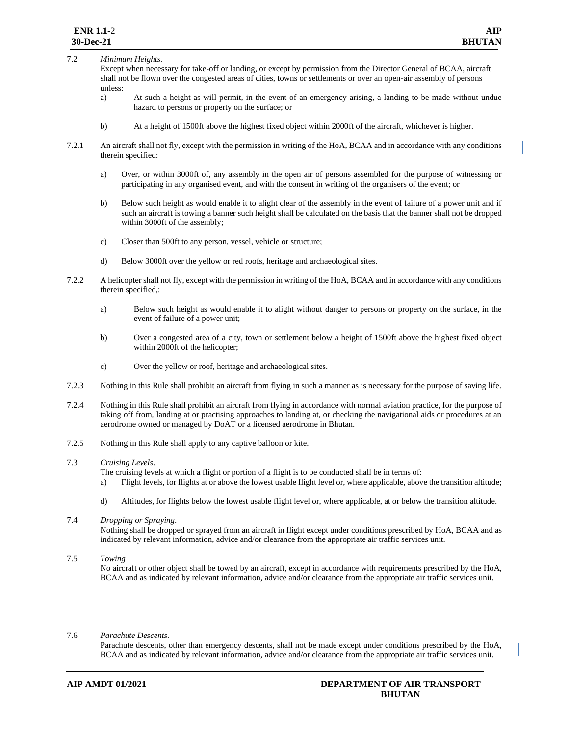7.2 *Minimum Heights.*

Except when necessary for take-off or landing, or except by permission from the Director General of BCAA, aircraft shall not be flown over the congested areas of cities, towns or settlements or over an open-air assembly of persons unless:

a) At such a height as will permit, in the event of an emergency arising, a landing to be made without undue hazard to persons or property on the surface; or

b) At a height of 1500ft above the highest fixed object within 2000ft of the aircraft, whichever is higher.

7.2.1 An aircraft shall not fly, except with the permission in writing of the HoA, BCAA and in accordance with any conditions therein specified:

a) Over, or within 3000ft of, any assembly in the open air of persons assembled for the purpose of witnessing or participating in any organised event, and with the consent in writing of the organisers of the event; or

b) Below such height as would enable it to alight clear of the assembly in the event of failure of a power unit and if such an aircraft is towing a banner such height shall be calculated on the basis that the banner shall not be dropped within 3000ft of the assembly;

c) Closer than 500ft to any person, vessel, vehicle or structure;

d) Below 3000ft over the yellow or red roofs, heritage and archaeological sites.

7.2.2 A helicopter shall not fly, except with the permission in writing of the HoA, BCAA and in accordance with any conditions therein specified,:

a) Below such height as would enable it to alight without danger to persons or property on the surface, in the event of failure of a power unit;

b) Over a congested area of a city, town or settlement below a height of 1500ft above the highest fixed object within 2000ft of the helicopter;

c) Over the yellow or roof, heritage and archaeological sites.

7.2.3 Nothing in this Rule shall prohibit an aircraft from flying in such a manner as is necessary for the purpose of saving life.

7.2.4 Nothing in this Rule shall prohibit an aircraft from flying in accordance with normal aviation practice, for the purpose of taking off from, landing at or practising approaches to landing at, or checking the navigational aids or procedures at an aerodrome owned or managed by DoAT or a licensed aerodrome in Bhutan.

7.2.5 Nothing in this Rule shall apply to any captive balloon or kite.

7.3 *Cruising Levels*.

The cruising levels at which a flight or portion of a flight is to be conducted shall be in terms of:

a) Flight levels, for flights at or above the lowest usable flight level or, where applicable, above the transition altitude;

d) Altitudes, for flights below the lowest usable flight level or, where applicable, at or below the transition altitude.

7.4 *Dropping or Spraying*.

Nothing shall be dropped or sprayed from an aircraft in flight except under conditions prescribed by HoA, BCAA and as indicated by relevant information, advice and/or clearance from the appropriate air traffic services unit.

7.5 *Towing*

No aircraft or other object shall be towed by an aircraft, except in accordance with requirements prescribed by the HoA, BCAA and as indicated by relevant information, advice and/or clearance from the appropriate air traffic services unit.

7.6 *Parachute Descents.*

Parachute descents, other than emergency descents, shall not be made except under conditions prescribed by the HoA, BCAA and as indicated by relevant information, advice and/or clearance from the appropriate air traffic services unit.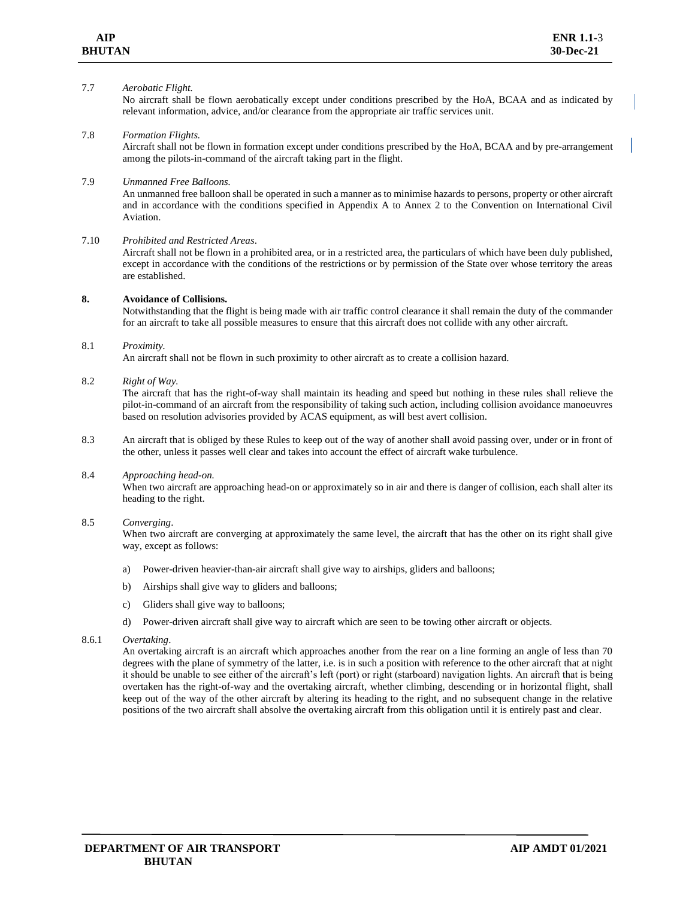7.7 *Aerobatic Flight.*

No aircraft shall be flown aerobatically except under conditions prescribed by the HoA, BCAA and as indicated by relevant information, advice, and/or clearance from the appropriate air traffic services unit.

7.8 *Formation Flights.*

Aircraft shall not be flown in formation except under conditions prescribed by the HoA, BCAA and by pre-arrangement among the pilots-in-command of the aircraft taking part in the flight.

7.9 *Unmanned Free Balloons.*

An unmanned free balloon shall be operated in such a manner as to minimise hazards to persons, property or other aircraft and in accordance with the conditions specified in Appendix A to Annex 2 to the Convention on International Civil Aviation.

7.10 *Prohibited and Restricted Areas*.

Aircraft shall not be flown in a prohibited area, or in a restricted area, the particulars of which have been duly published, except in accordance with the conditions of the restrictions or by permission of the State over whose territory the areas are established.

## 8. Avoidance of Collisions.

Notwithstanding that the flight is being made with air traffic control clearance it shall remain the duty of the commander for an aircraft to take all possible measures to ensure that this aircraft does not collide with any other aircraft.

8.1 *Proximity.*

An aircraft shall not be flown in such proximity to other aircraft as to create a collision hazard.

8.2 *Right of Way.*

The aircraft that has the right-of-way shall maintain its heading and speed but nothing in these rules shall relieve the pilot-in-command of an aircraft from the responsibility of taking such action, including collision avoidance manoeuvres based on resolution advisories provided by ACAS equipment, as will best avert collision.

8.3 An aircraft that is obliged by these Rules to keep out of the way of another shall avoid passing over, under or in front of the other, unless it passes well clear and takes into account the effect of aircraft wake turbulence.

8.4 *Approaching head-on.*

When two aircraft are approaching head-on or approximately so in air and there is danger of collision, each shall alter its heading to the right.

8.5 *Converging*.

When two aircraft are converging at approximately the same level, the aircraft that has the other on its right shall give way, except as follows:

a) Power-driven heavier-than-air aircraft shall give way to airships, gliders and balloons;

b) Airships shall give way to gliders and balloons;

c) Gliders shall give way to balloons;

d) Power-driven aircraft shall give way to aircraft which are seen to be towing other aircraft or objects.

8.6.1 *Overtaking*.

An overtaking aircraft is an aircraft which approaches another from the rear on a line forming an angle of less than 70 degrees with the plane of symmetry of the latter, i.e. is in such a position with reference to the other aircraft that at night it should be unable to see either of the aircraft's left (port) or right (starboard) navigation lights. An aircraft that is being overtaken has the right-of-way and the overtaking aircraft, whether climbing, descending or in horizontal flight, shall keep out of the way of the other aircraft by altering its heading to the right, and no subsequent change in the relative positions of the two aircraft shall absolve the overtaking aircraft from this obligation until it is entirely past and clear.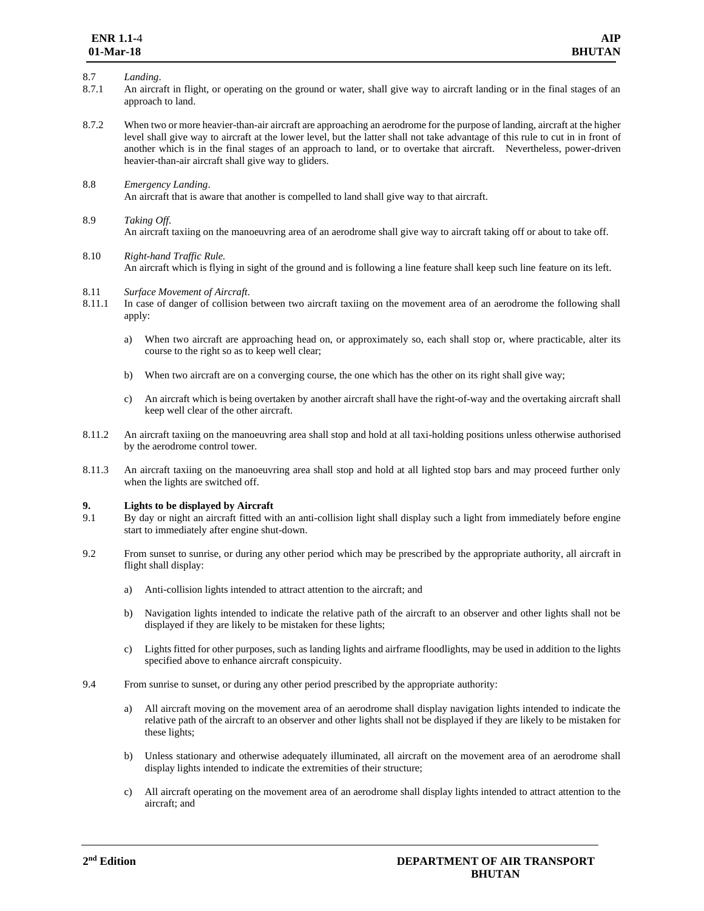8.7 *Landing*.

8.7.1 An aircraft in flight, or operating on the ground or water, shall give way to aircraft landing or in the final stages of an approach to land.

8.7.2 When two or more heavier-than-air aircraft are approaching an aerodrome for the purpose of landing, aircraft at the higher level shall give way to aircraft at the lower level, but the latter shall not take advantage of this rule to cut in in front of another which is in the final stages of an approach to land, or to overtake that aircraft. Nevertheless, power-driven heavier-than-air aircraft shall give way to gliders.

8.8 *Emergency Landing*.
An aircraft that is aware that another is compelled to land shall give way to that aircraft.

8.9 *Taking Off*.
An aircraft taxiing on the manoeuvring area of an aerodrome shall give way to aircraft taking off or about to take off.

8.10 *Right-hand Traffic Rule.*
An aircraft which is flying in sight of the ground and is following a line feature shall keep such line feature on its left.

8.11 *Surface Movement of Aircraft*.

8.11.1 In case of danger of collision between two aircraft taxiing on the movement area of an aerodrome the following shall apply:

a) When two aircraft are approaching head on, or approximately so, each shall stop or, where practicable, alter its course to the right so as to keep well clear;

b) When two aircraft are on a converging course, the one which has the other on its right shall give way;

c) An aircraft which is being overtaken by another aircraft shall have the right-of-way and the overtaking aircraft shall keep well clear of the other aircraft.

8.11.2 An aircraft taxiing on the manoeuvring area shall stop and hold at all taxi-holding positions unless otherwise authorised by the aerodrome control tower.

8.11.3 An aircraft taxiing on the manoeuvring area shall stop and hold at all lighted stop bars and may proceed further only when the lights are switched off.

## 9. Lights to be displayed by Aircraft

9.1 By day or night an aircraft fitted with an anti-collision light shall display such a light from immediately before engine start to immediately after engine shut-down.

9.2 From sunset to sunrise, or during any other period which may be prescribed by the appropriate authority, all aircraft in flight shall display:

a) Anti-collision lights intended to attract attention to the aircraft; and

b) Navigation lights intended to indicate the relative path of the aircraft to an observer and other lights shall not be displayed if they are likely to be mistaken for these lights;

c) Lights fitted for other purposes, such as landing lights and airframe floodlights, may be used in addition to the lights specified above to enhance aircraft conspicuity.

9.4 From sunrise to sunset, or during any other period prescribed by the appropriate authority:

a) All aircraft moving on the movement area of an aerodrome shall display navigation lights intended to indicate the relative path of the aircraft to an observer and other lights shall not be displayed if they are likely to be mistaken for these lights;

b) Unless stationary and otherwise adequately illuminated, all aircraft on the movement area of an aerodrome shall display lights intended to indicate the extremities of their structure;

c) All aircraft operating on the movement area of an aerodrome shall display lights intended to attract attention to the aircraft; and